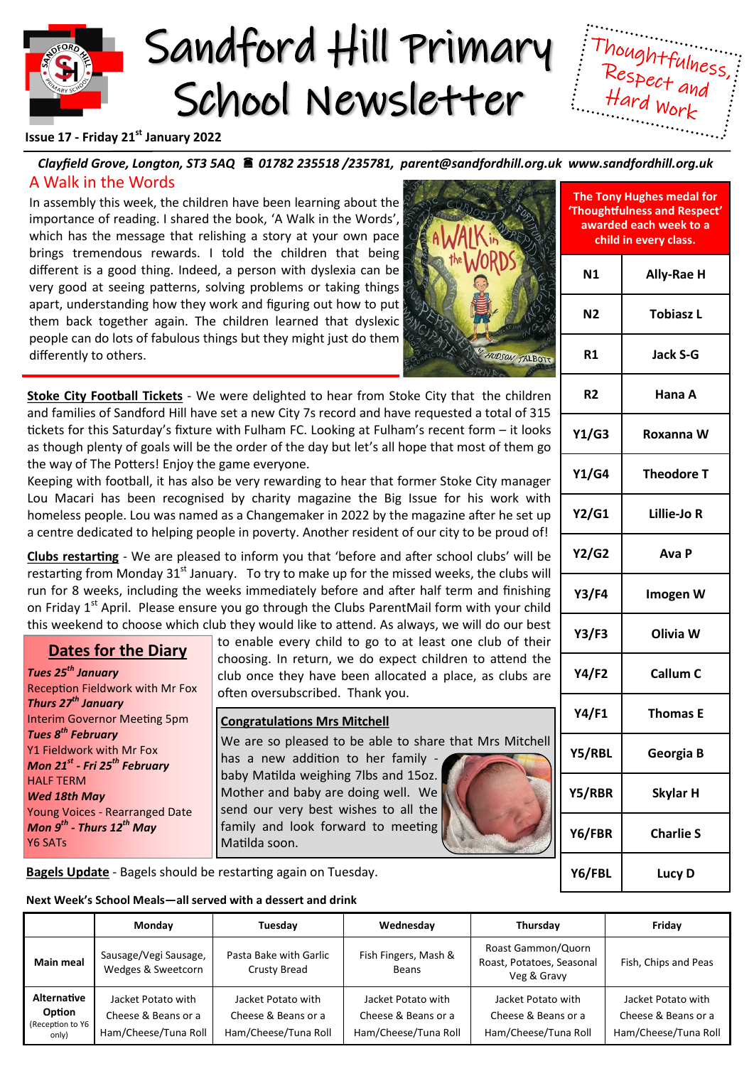# Sandford Hill Primary School Newsletter

Thoughtfulness, Respect and Hard Work

**Issue 17 - Friday 21st January 2022**

***Clayfield Grove, Longton, ST3 5AQ ☎ 01782 235518 /235781, parent@sandfordhill.org.uk www.sandfordhill.org.uk***

## A Walk in the Words

In assembly this week, the children have been learning about the importance of reading. I shared the book, 'A Walk in the Words', which has the message that relishing a story at your own pace brings tremendous rewards. I told the children that being different is a good thing. Indeed, a person with dyslexia can be very good at seeing patterns, solving problems or taking things apart, understanding how they work and figuring out how to put them back together again. The children learned that dyslexic people can do lots of fabulous things but they might just do them differently to others.

**Stoke City Football Tickets** - We were delighted to hear from Stoke City that the children and families of Sandford Hill have set a new City 7s record and have requested a total of 315 tickets for this Saturday's fixture with Fulham FC. Looking at Fulham's recent form – it looks as though plenty of goals will be the order of the day but let's all hope that most of them go the way of The Potters! Enjoy the game everyone.

Keeping with football, it has also be very rewarding to hear that former Stoke City manager Lou Macari has been recognised by charity magazine the Big Issue for his work with homeless people. Lou was named as a Changemaker in 2022 by the magazine after he set up a centre dedicated to helping people in poverty. Another resident of our city to be proud of!

**Clubs restarting** - We are pleased to inform you that 'before and after school clubs' will be restarting from Monday 31st January. To try to make up for the missed weeks, the clubs will run for 8 weeks, including the weeks immediately before and after half term and finishing on Friday 1st April. Please ensure you go through the Clubs ParentMail form with your child this weekend to choose which club they would like to attend. As always, we will do our best to enable every child to go to at least one club of their choosing. In return, we do expect children to attend the club once they have been allocated a place, as clubs are often oversubscribed. Thank you.

### Dates for the Diary

***Tues 25th January***
Reception Fieldwork with Mr Fox
***Thurs 27th January***
Interim Governor Meeting 5pm
***Tues 8th February***
Y1 Fieldwork with Mr Fox
***Mon 21st - Fri 25th February***
HALF TERM
***Wed 18th May***
Young Voices - Rearranged Date
***Mon 9th - Thurs 12th May***
Y6 SATs

**Congratulations Mrs Mitchell**

We are so pleased to be able to share that Mrs Mitchell has a new addition to her family - baby Matilda weighing 7lbs and 15oz. Mother and baby are doing well. We send our very best wishes to all the family and look forward to meeting Matilda soon.

**Bagels Update** - Bagels should be restarting again on Tuesday.

**The Tony Hughes medal for 'Thoughtfulness and Respect' awarded each week to a child in every class.**

| Class | Child |
|---|---|
| N1 | Ally-Rae H |
| N2 | Tobiasz L |
| R1 | Jack S-G |
| R2 | Hana A |
| Y1/G3 | Roxanna W |
| Y1/G4 | Theodore T |
| Y2/G1 | Lillie-Jo R |
| Y2/G2 | Ava P |
| Y3/F4 | Imogen W |
| Y3/F3 | Olivia W |
| Y4/F2 | Callum C |
| Y4/F1 | Thomas E |
| Y5/RBL | Georgia B |
| Y5/RBR | Skylar H |
| Y6/FBR | Charlie S |
| Y6/FBL | Lucy D |

**Next Week's School Meals—all served with a dessert and drink**

| | Monday | Tuesday | Wednesday | Thursday | Friday |
|---|---|---|---|---|---|
| **Main meal** | Sausage/Vegi Sausage, Wedges & Sweetcorn | Pasta Bake with Garlic Crusty Bread | Fish Fingers, Mash & Beans | Roast Gammon/Quorn Roast, Potatoes, Seasonal Veg & Gravy | Fish, Chips and Peas |
| **Alternative Option** (Reception to Y6 only) | Jacket Potato with Cheese & Beans or a Ham/Cheese/Tuna Roll | Jacket Potato with Cheese & Beans or a Ham/Cheese/Tuna Roll | Jacket Potato with Cheese & Beans or a Ham/Cheese/Tuna Roll | Jacket Potato with Cheese & Beans or a Ham/Cheese/Tuna Roll | Jacket Potato with Cheese & Beans or a Ham/Cheese/Tuna Roll |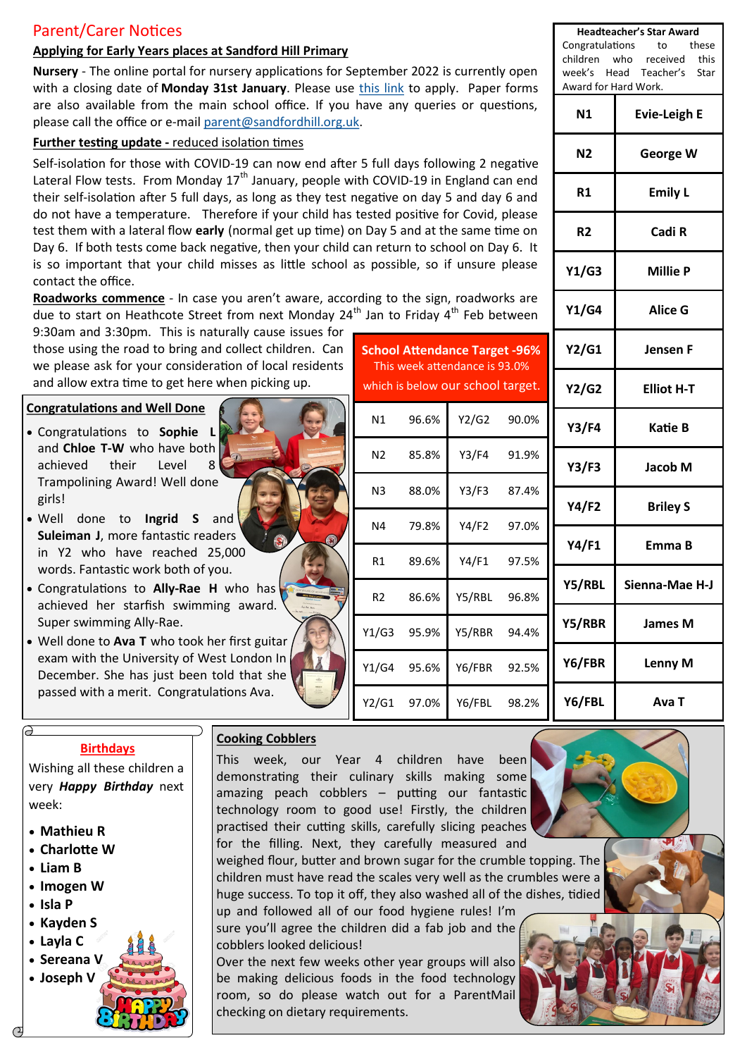## Parent/Carer Notices

### Applying for Early Years places at Sandford Hill Primary

**Nursery** - The online portal for nursery applications for September 2022 is currently open with a closing date of **Monday 31st January**. Please use this link to apply. Paper forms are also available from the main school office. If you have any queries or questions, please call the office or e-mail parent@sandfordhill.org.uk.

**Further testing update** - reduced isolation times

Self-isolation for those with COVID-19 can now end after 5 full days following 2 negative Lateral Flow tests. From Monday 17th January, people with COVID-19 in England can end their self-isolation after 5 full days, as long as they test negative on day 5 and day 6 and do not have a temperature. Therefore if your child has tested positive for Covid, please test them with a lateral flow **early** (normal get up time) on Day 5 and at the same time on Day 6. If both tests come back negative, then your child can return to school on Day 6. It is so important that your child misses as little school as possible, so if unsure please contact the office.

**Roadworks commence** - In case you aren't aware, according to the sign, roadworks are due to start on Heathcote Street from next Monday 24th Jan to Friday 4th Feb between 9:30am and 3:30pm. This is naturally cause issues for those using the road to bring and collect children. Can we please ask for your consideration of local residents and allow extra time to get here when picking up.

### Congratulations and Well Done

- Congratulations to **Sophie L** and **Chloe T-W** who have both achieved their Level 8 Trampolining Award! Well done girls!
- Well done to **Ingrid S** and **Suleiman J**, more fantastic readers in Y2 who have reached 25,000 words. Fantastic work both of you.
- Congratulations to **Ally-Rae H** who has achieved her starfish swimming award. Super swimming Ally-Rae.
- Well done to **Ava T** who took her first guitar exam with the University of West London In December. She has just been told that she passed with a merit. Congratulations Ava.

### School Attendance Target -96%

This week attendance is 93.0% which is below our school target.

| | | | |
|---|---|---|---|
| N1 | 96.6% | Y2/G2 | 90.0% |
| N2 | 85.8% | Y3/F4 | 91.9% |
| N3 | 88.0% | Y3/F3 | 87.4% |
| N4 | 79.8% | Y4/F2 | 97.0% |
| R1 | 89.6% | Y4/F1 | 97.5% |
| R2 | 86.6% | Y5/RBL | 96.8% |
| Y1/G3 | 95.9% | Y5/RBR | 94.4% |
| Y1/G4 | 95.6% | Y6/FBR | 92.5% |
| Y2/G1 | 97.0% | Y6/FBL | 98.2% |

### Headteacher's Star Award

Congratulations to these children who received this week's Head Teacher's Star Award for Hard Work.

| | |
|---|---|
| N1 | Evie-Leigh E |
| N2 | George W |
| R1 | Emily L |
| R2 | Cadi R |
| Y1/G3 | Millie P |
| Y1/G4 | Alice G |
| Y2/G1 | Jensen F |
| Y2/G2 | Elliot H-T |
| Y3/F4 | Katie B |
| Y3/F3 | Jacob M |
| Y4/F2 | Briley S |
| Y4/F1 | Emma B |
| Y5/RBL | Sienna-Mae H-J |
| Y5/RBR | James M |
| Y6/FBR | Lenny M |
| Y6/FBL | Ava T |

### Birthdays

Wishing all these children a very ***Happy Birthday*** next week:

- **Mathieu R**
- **Charlotte W**
- **Liam B**
- **Imogen W**
- **Isla P**
- **Kayden S**
- **Layla C**
- **Sereana V**
- **Joseph V**

### Cooking Cobblers

This week, our Year 4 children have been demonstrating their culinary skills making some amazing peach cobblers – putting our fantastic technology room to good use! Firstly, the children practised their cutting skills, carefully slicing peaches for the filling. Next, they carefully measured and weighed flour, butter and brown sugar for the crumble topping. The children must have read the scales very well as the crumbles were a huge success. To top it off, they also washed all of the dishes, tidied up and followed all of our food hygiene rules! I'm sure you'll agree the children did a fab job and the cobblers looked delicious!

Over the next few weeks other year groups will also be making delicious foods in the food technology room, so do please watch out for a ParentMail checking on dietary requirements.